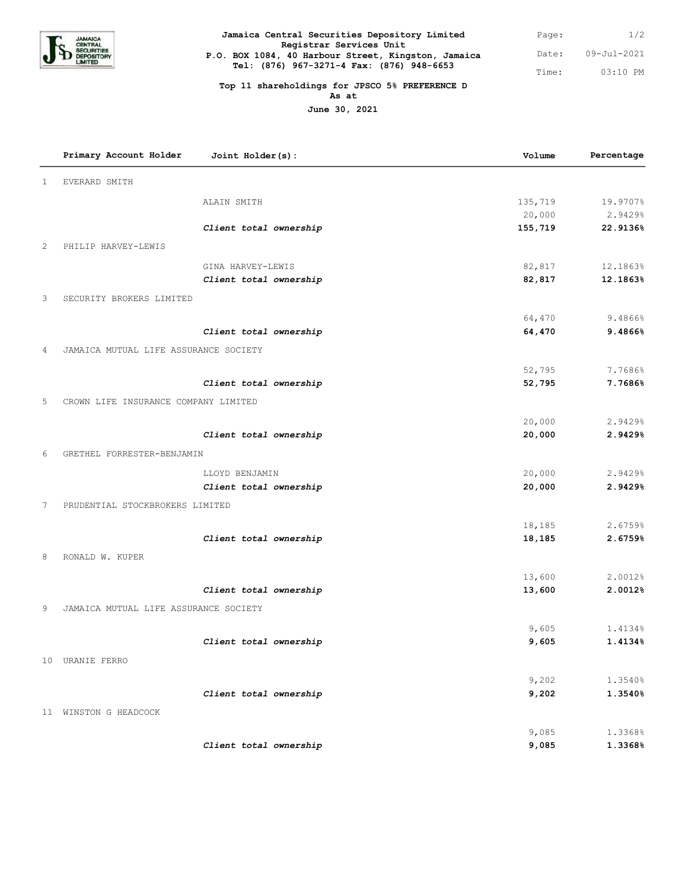**Jamaica Central Securities Depository Limited**
**Registrar Services Unit**
**P.O. BOX 1084, 40 Harbour Street, Kingston, Jamaica**
**Tel: (876) 967-3271-4 Fax: (876) 948-6653**

Date: 09-Jul-2021
Time: 03:10 PM

**Top 11 shareholdings for JPSCO 5% PREFERENCE D**
**As at**
**June 30, 2021**

| | Primary Account Holder | Joint Holder(s): | Volume | Percentage |
|---|---|---|---|---|
| 1 | EVERARD SMITH | | | |
| | | ALAIN SMITH | 135,719 | 19.9707% |
| | | | 20,000 | 2.9429% |
| | | ***Client total ownership*** | **155,719** | **22.9136%** |
| 2 | PHILIP HARVEY-LEWIS | | | |
| | | GINA HARVEY-LEWIS | 82,817 | 12.1863% |
| | | ***Client total ownership*** | **82,817** | **12.1863%** |
| 3 | SECURITY BROKERS LIMITED | | | |
| | | | 64,470 | 9.4866% |
| | | ***Client total ownership*** | **64,470** | **9.4866%** |
| 4 | JAMAICA MUTUAL LIFE ASSURANCE SOCIETY | | | |
| | | | 52,795 | 7.7686% |
| | | ***Client total ownership*** | **52,795** | **7.7686%** |
| 5 | CROWN LIFE INSURANCE COMPANY LIMITED | | | |
| | | | 20,000 | 2.9429% |
| | | ***Client total ownership*** | **20,000** | **2.9429%** |
| 6 | GRETHEL FORRESTER-BENJAMIN | | | |
| | | LLOYD BENJAMIN | 20,000 | 2.9429% |
| | | ***Client total ownership*** | **20,000** | **2.9429%** |
| 7 | PRUDENTIAL STOCKBROKERS LIMITED | | | |
| | | | 18,185 | 2.6759% |
| | | ***Client total ownership*** | **18,185** | **2.6759%** |
| 8 | RONALD W. KUPER | | | |
| | | | 13,600 | 2.0012% |
| | | ***Client total ownership*** | **13,600** | **2.0012%** |
| 9 | JAMAICA MUTUAL LIFE ASSURANCE SOCIETY | | | |
| | | | 9,605 | 1.4134% |
| | | ***Client total ownership*** | **9,605** | **1.4134%** |
| 10 | URANIE FERRO | | | |
| | | | 9,202 | 1.3540% |
| | | ***Client total ownership*** | **9,202** | **1.3540%** |
| 11 | WINSTON G HEADCOCK | | | |
| | | | 9,085 | 1.3368% |
| | | ***Client total ownership*** | **9,085** | **1.3368%** |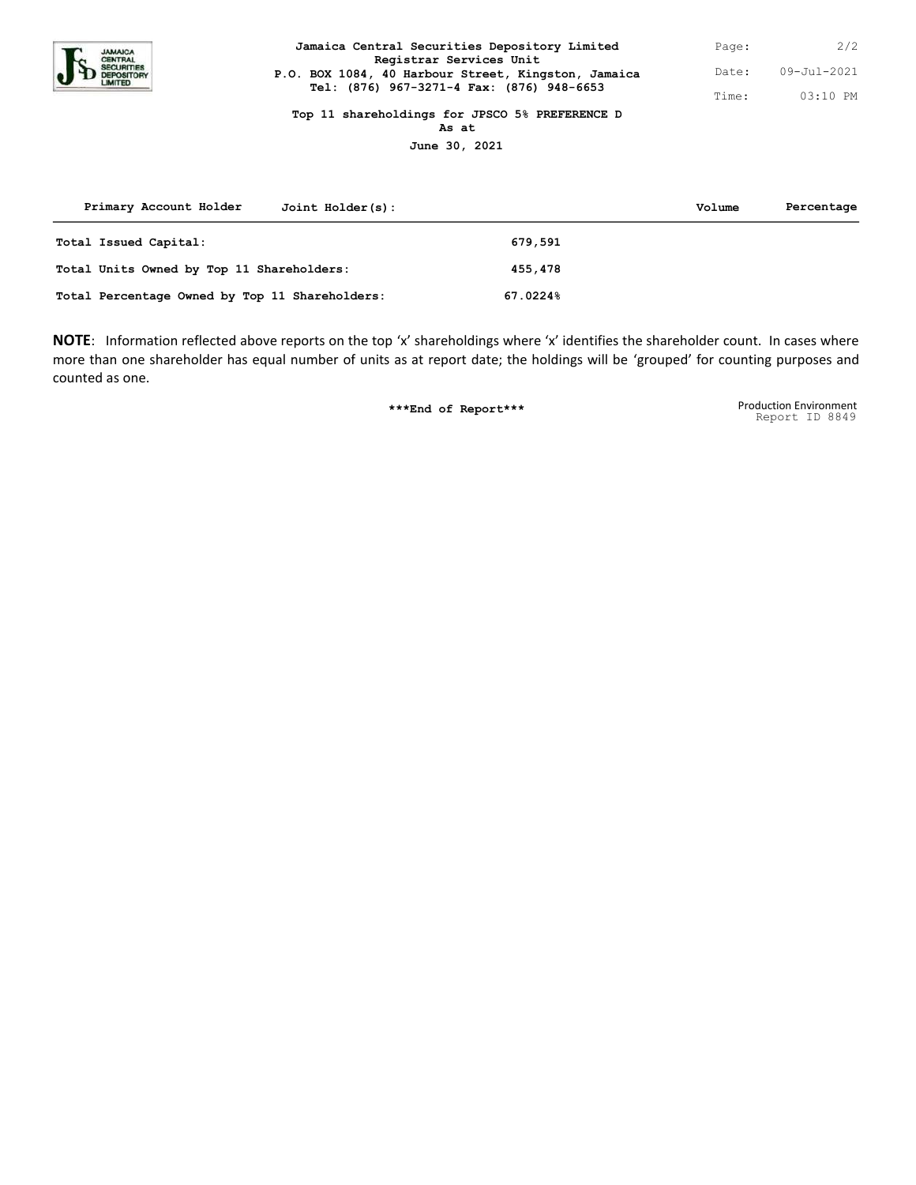**Jamaica Central Securities Depository Limited**
**Registrar Services Unit**
**P.O. BOX 1084, 40 Harbour Street, Kingston, Jamaica**
**Tel: (876) 967-3271-4 Fax: (876) 948-6653**

Date: 09-Jul-2021
Time: 03:10 PM

**Top 11 shareholdings for JPSCO 5% PREFERENCE D**
**As at**
**June 30, 2021**

| Primary Account Holder | Joint Holder(s): | Volume | Percentage |
|---|---|---|---|
| **Total Issued Capital:** | 679,591 | | |
| **Total Units Owned by Top 11 Shareholders:** | 455,478 | | |
| **Total Percentage Owned by Top 11 Shareholders:** | 67.0224% | | |

**NOTE**: Information reflected above reports on the top 'x' shareholdings where 'x' identifies the shareholder count. In cases where more than one shareholder has equal number of units as at report date; the holdings will be 'grouped' for counting purposes and counted as one.

***End of Report***

Production Environment
Report ID 8849